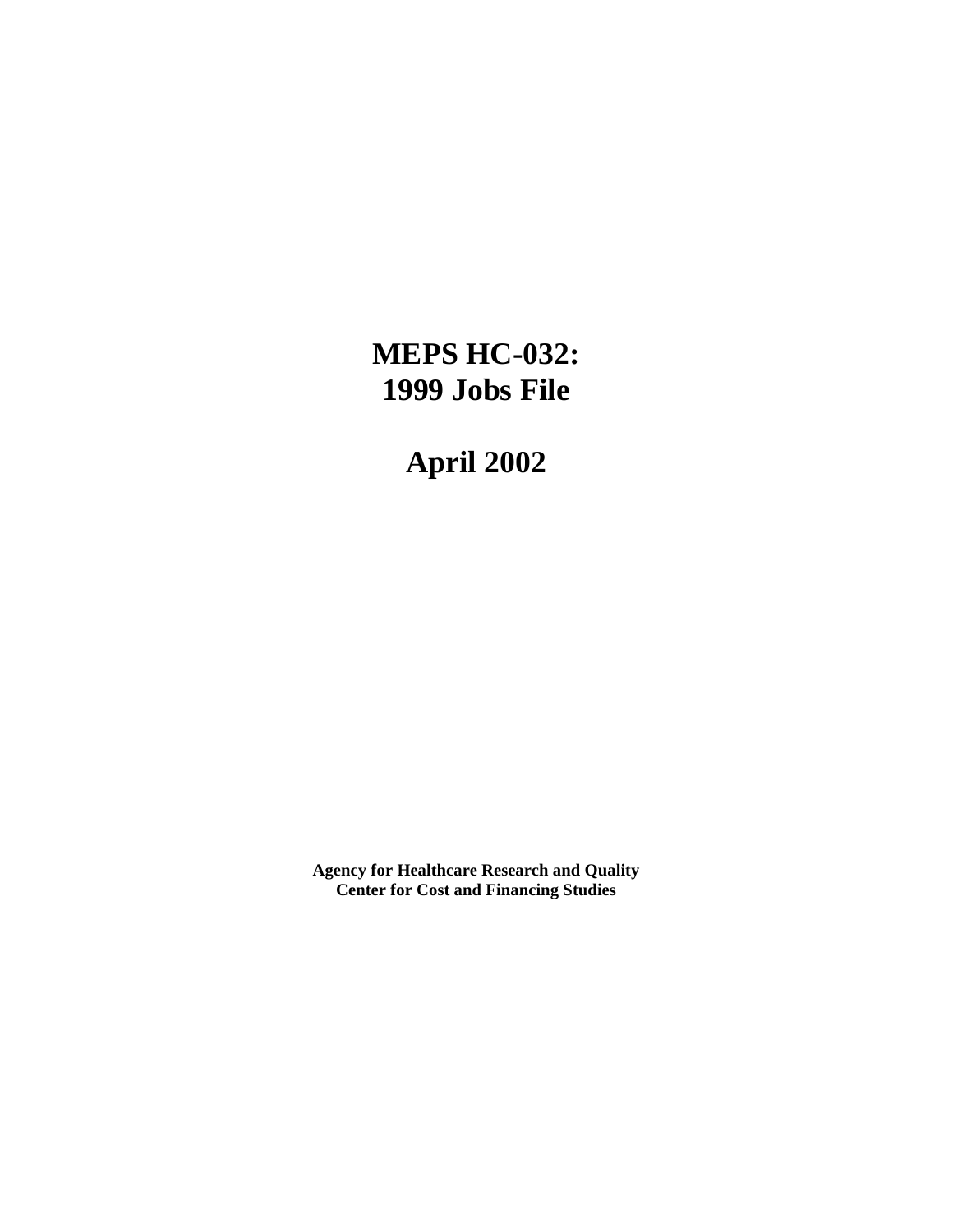# MEPS HC-032: 1999 Jobs File

# April 2002

**Agency for Healthcare Research and Quality**
**Center for Cost and Financing Studies**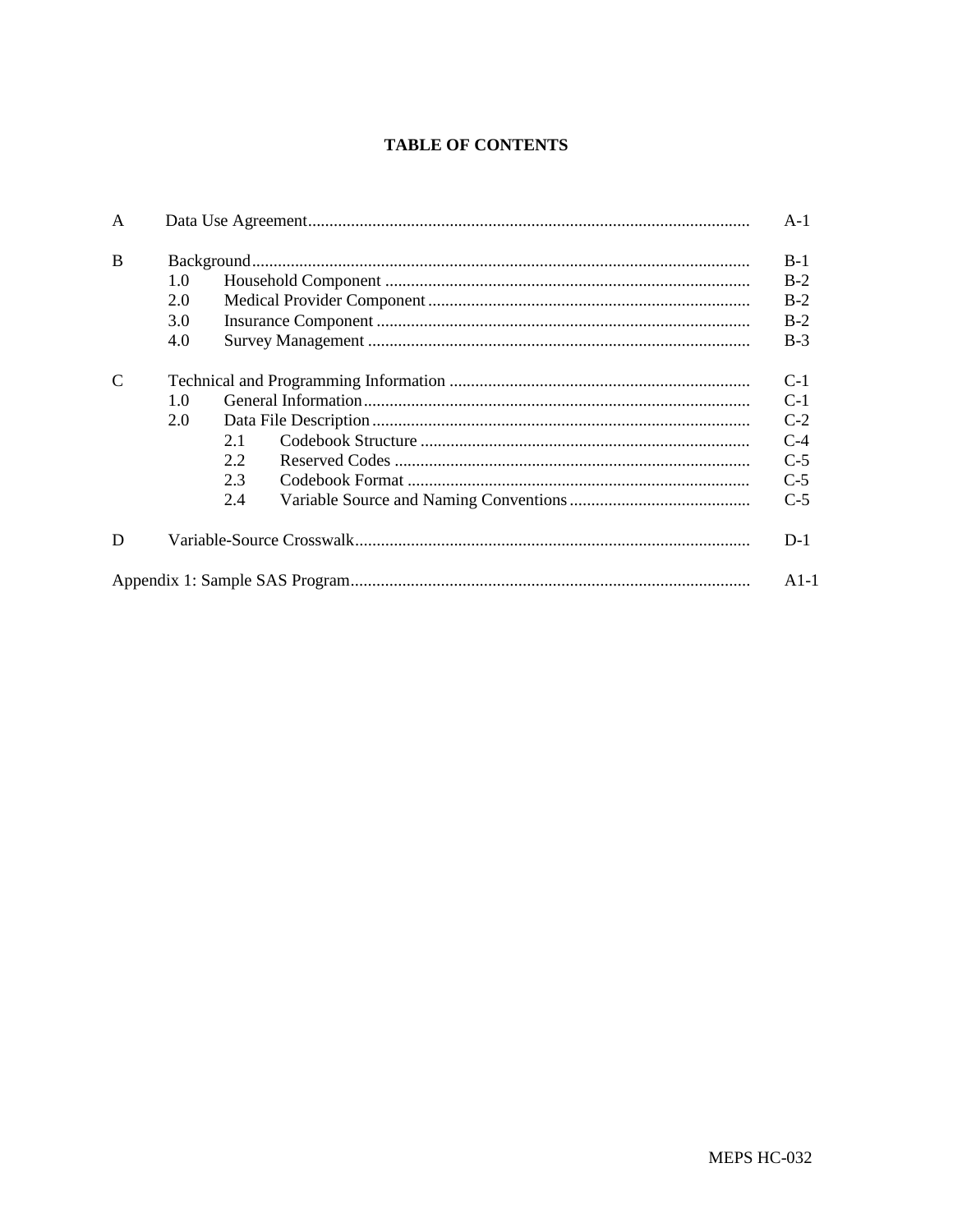# TABLE OF CONTENTS

| | | | |
|---|---|---|---|
| A | Data Use Agreement | | A-1 |
| B | Background | | B-1 |
| | 1.0 | Household Component | B-2 |
| | 2.0 | Medical Provider Component | B-2 |
| | 3.0 | Insurance Component | B-2 |
| | 4.0 | Survey Management | B-3 |
| C | Technical and Programming Information | | C-1 |
| | 1.0 | General Information | C-1 |
| | 2.0 | Data File Description | C-2 |
| | | 2.1 Codebook Structure | C-4 |
| | | 2.2 Reserved Codes | C-5 |
| | | 2.3 Codebook Format | C-5 |
| | | 2.4 Variable Source and Naming Conventions | C-5 |
| D | Variable-Source Crosswalk | | D-1 |
| Appendix 1: Sample SAS Program | | | A1-1 |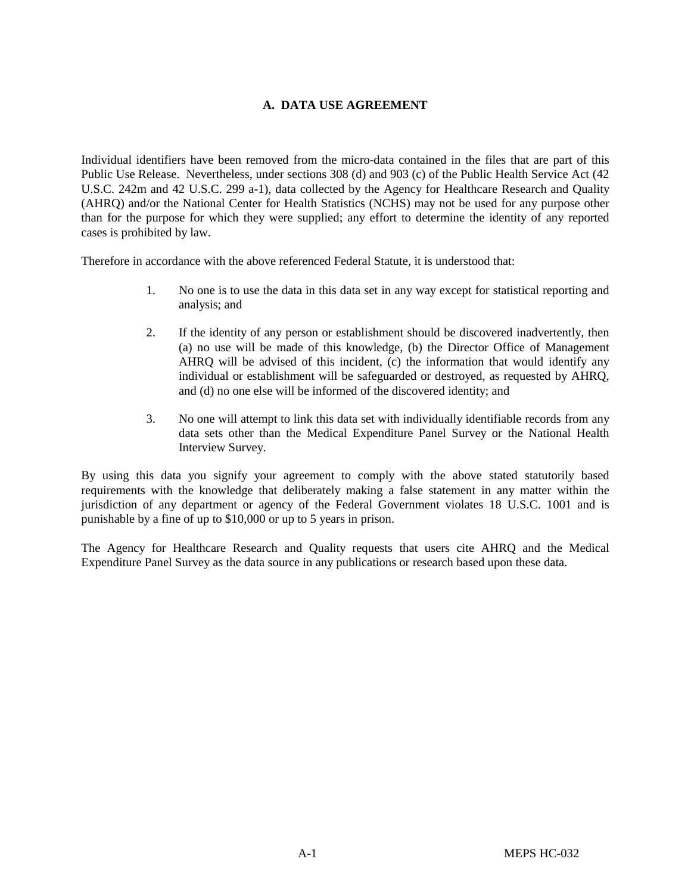## A. DATA USE AGREEMENT

Individual identifiers have been removed from the micro-data contained in the files that are part of this Public Use Release. Nevertheless, under sections 308 (d) and 903 (c) of the Public Health Service Act (42 U.S.C. 242m and 42 U.S.C. 299 a-1), data collected by the Agency for Healthcare Research and Quality (AHRQ) and/or the National Center for Health Statistics (NCHS) may not be used for any purpose other than for the purpose for which they were supplied; any effort to determine the identity of any reported cases is prohibited by law.

Therefore in accordance with the above referenced Federal Statute, it is understood that:

1. No one is to use the data in this data set in any way except for statistical reporting and analysis; and

2. If the identity of any person or establishment should be discovered inadvertently, then (a) no use will be made of this knowledge, (b) the Director Office of Management AHRQ will be advised of this incident, (c) the information that would identify any individual or establishment will be safeguarded or destroyed, as requested by AHRQ, and (d) no one else will be informed of the discovered identity; and

3. No one will attempt to link this data set with individually identifiable records from any data sets other than the Medical Expenditure Panel Survey or the National Health Interview Survey.

By using this data you signify your agreement to comply with the above stated statutorily based requirements with the knowledge that deliberately making a false statement in any matter within the jurisdiction of any department or agency of the Federal Government violates 18 U.S.C. 1001 and is punishable by a fine of up to $10,000 or up to 5 years in prison.

The Agency for Healthcare Research and Quality requests that users cite AHRQ and the Medical Expenditure Panel Survey as the data source in any publications or research based upon these data.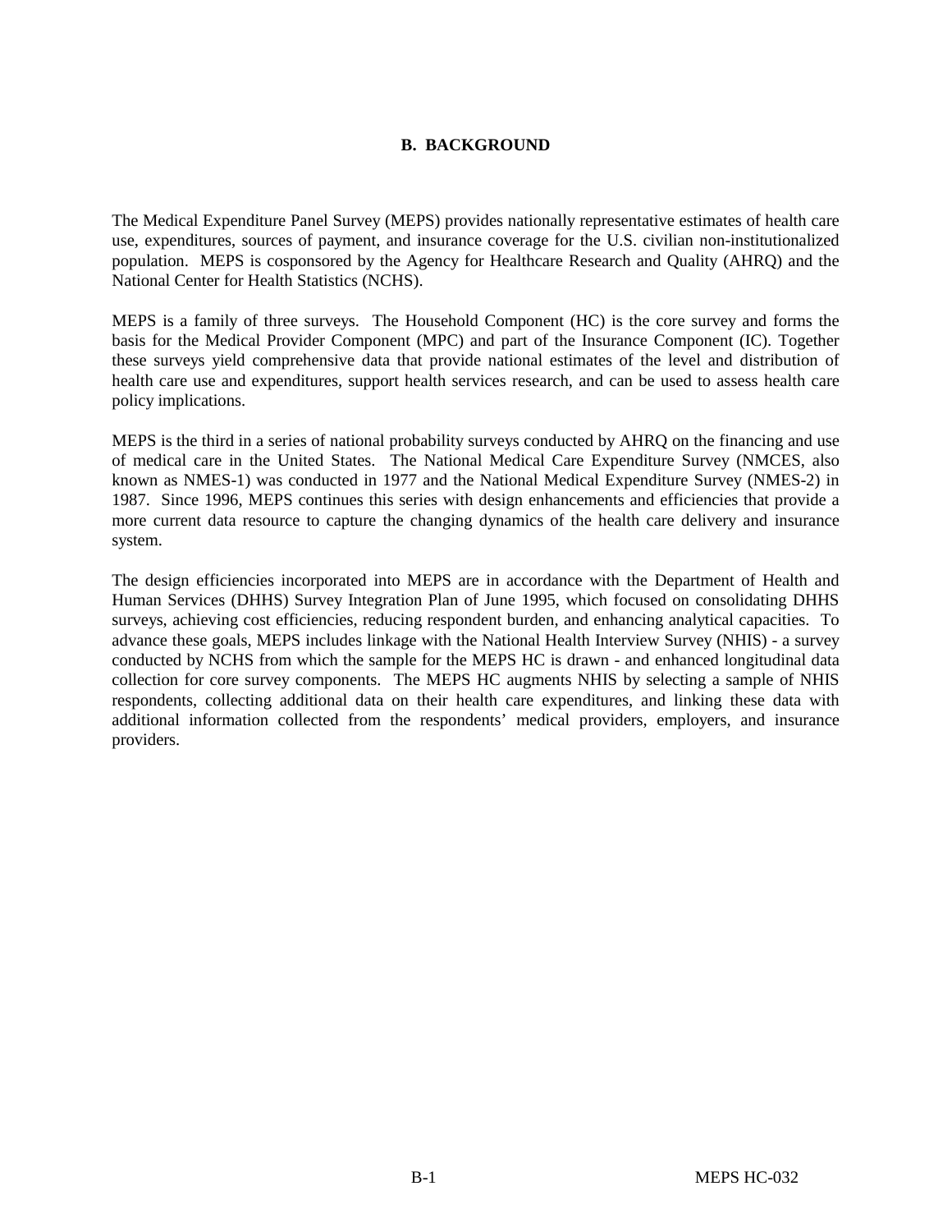## B. BACKGROUND

The Medical Expenditure Panel Survey (MEPS) provides nationally representative estimates of health care use, expenditures, sources of payment, and insurance coverage for the U.S. civilian non-institutionalized population. MEPS is cosponsored by the Agency for Healthcare Research and Quality (AHRQ) and the National Center for Health Statistics (NCHS).

MEPS is a family of three surveys. The Household Component (HC) is the core survey and forms the basis for the Medical Provider Component (MPC) and part of the Insurance Component (IC). Together these surveys yield comprehensive data that provide national estimates of the level and distribution of health care use and expenditures, support health services research, and can be used to assess health care policy implications.

MEPS is the third in a series of national probability surveys conducted by AHRQ on the financing and use of medical care in the United States. The National Medical Care Expenditure Survey (NMCES, also known as NMES-1) was conducted in 1977 and the National Medical Expenditure Survey (NMES-2) in 1987. Since 1996, MEPS continues this series with design enhancements and efficiencies that provide a more current data resource to capture the changing dynamics of the health care delivery and insurance system.

The design efficiencies incorporated into MEPS are in accordance with the Department of Health and Human Services (DHHS) Survey Integration Plan of June 1995, which focused on consolidating DHHS surveys, achieving cost efficiencies, reducing respondent burden, and enhancing analytical capacities. To advance these goals, MEPS includes linkage with the National Health Interview Survey (NHIS) - a survey conducted by NCHS from which the sample for the MEPS HC is drawn - and enhanced longitudinal data collection for core survey components. The MEPS HC augments NHIS by selecting a sample of NHIS respondents, collecting additional data on their health care expenditures, and linking these data with additional information collected from the respondents' medical providers, employers, and insurance providers.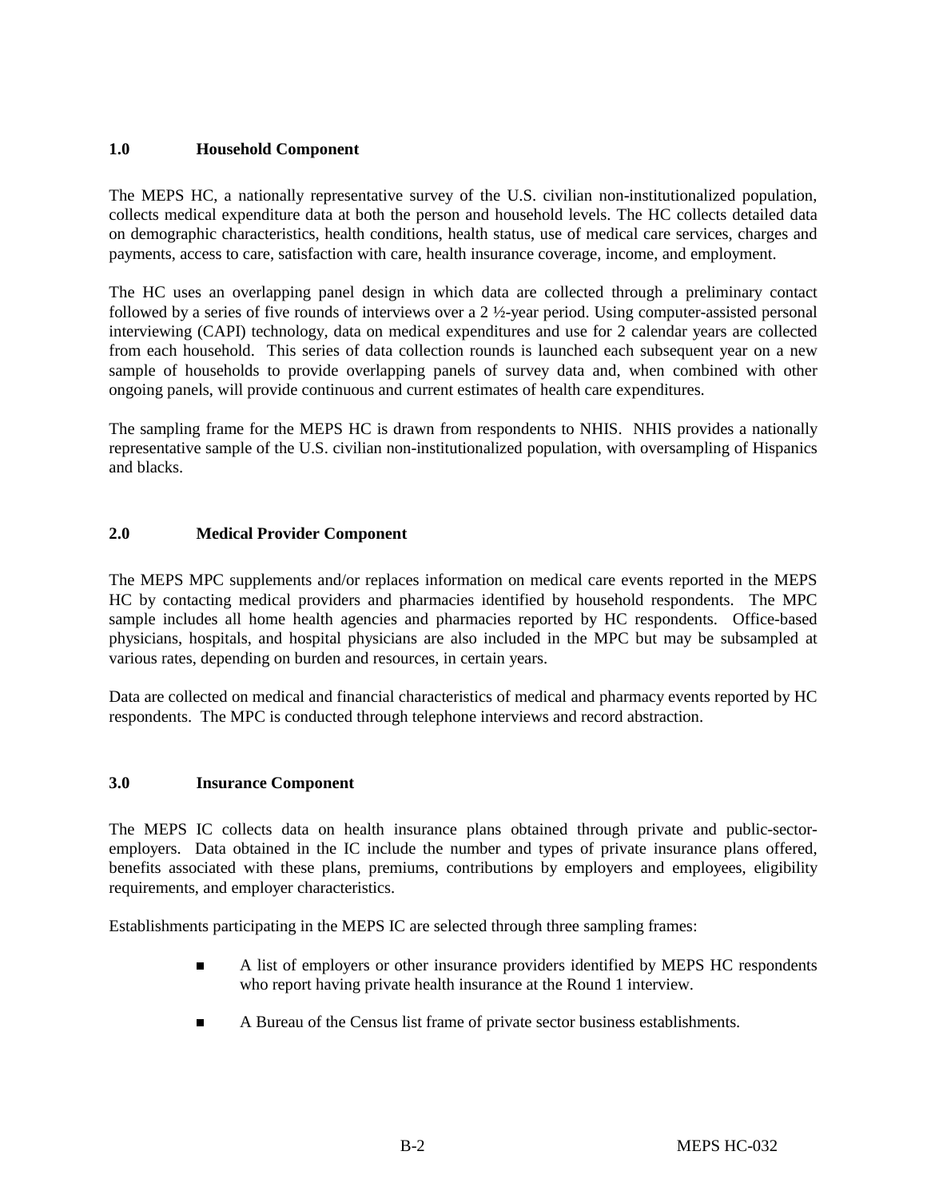## 1.0 Household Component

The MEPS HC, a nationally representative survey of the U.S. civilian non-institutionalized population, collects medical expenditure data at both the person and household levels. The HC collects detailed data on demographic characteristics, health conditions, health status, use of medical care services, charges and payments, access to care, satisfaction with care, health insurance coverage, income, and employment.

The HC uses an overlapping panel design in which data are collected through a preliminary contact followed by a series of five rounds of interviews over a 2 ½-year period. Using computer-assisted personal interviewing (CAPI) technology, data on medical expenditures and use for 2 calendar years are collected from each household. This series of data collection rounds is launched each subsequent year on a new sample of households to provide overlapping panels of survey data and, when combined with other ongoing panels, will provide continuous and current estimates of health care expenditures.

The sampling frame for the MEPS HC is drawn from respondents to NHIS. NHIS provides a nationally representative sample of the U.S. civilian non-institutionalized population, with oversampling of Hispanics and blacks.

## 2.0 Medical Provider Component

The MEPS MPC supplements and/or replaces information on medical care events reported in the MEPS HC by contacting medical providers and pharmacies identified by household respondents. The MPC sample includes all home health agencies and pharmacies reported by HC respondents. Office-based physicians, hospitals, and hospital physicians are also included in the MPC but may be subsampled at various rates, depending on burden and resources, in certain years.

Data are collected on medical and financial characteristics of medical and pharmacy events reported by HC respondents. The MPC is conducted through telephone interviews and record abstraction.

## 3.0 Insurance Component

The MEPS IC collects data on health insurance plans obtained through private and public-sector-employers. Data obtained in the IC include the number and types of private insurance plans offered, benefits associated with these plans, premiums, contributions by employers and employees, eligibility requirements, and employer characteristics.

Establishments participating in the MEPS IC are selected through three sampling frames:

- A list of employers or other insurance providers identified by MEPS HC respondents who report having private health insurance at the Round 1 interview.
- A Bureau of the Census list frame of private sector business establishments.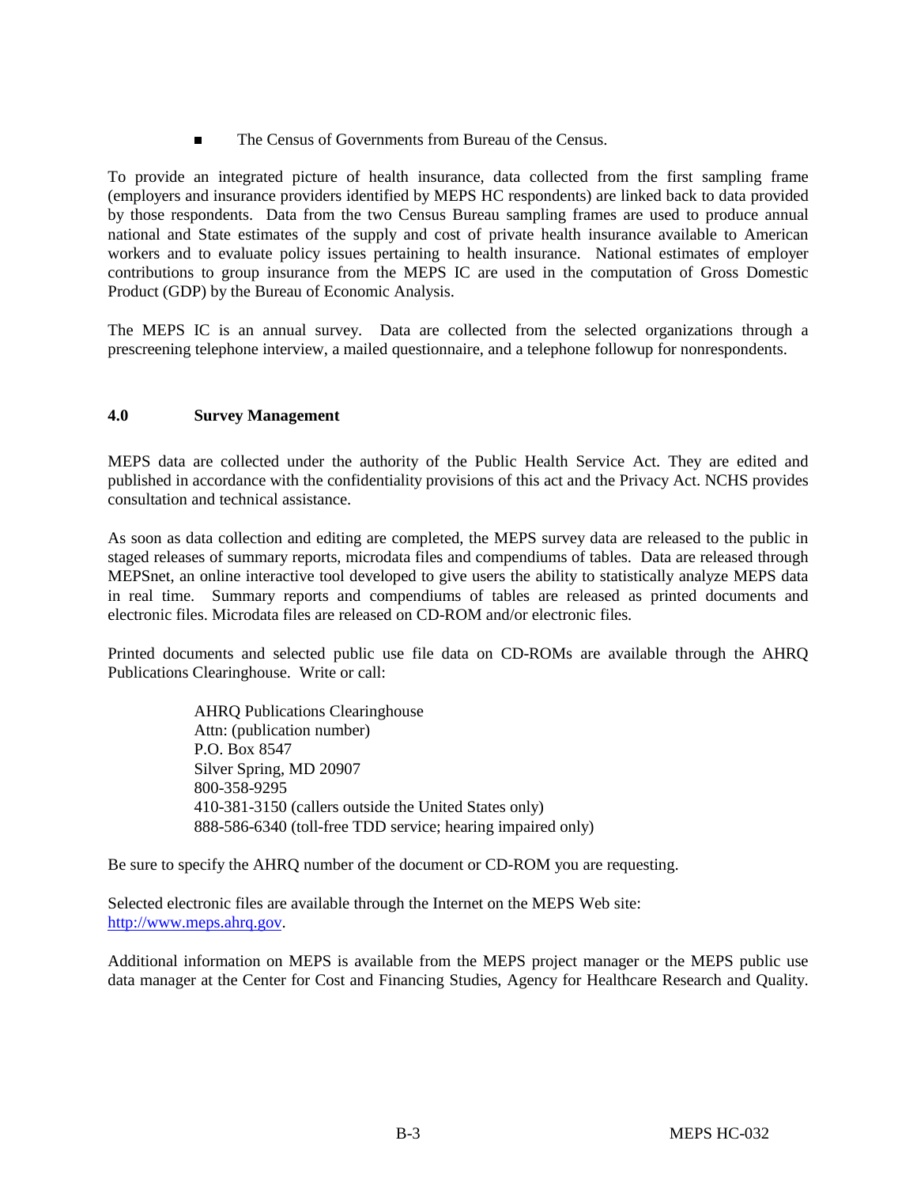- The Census of Governments from Bureau of the Census.

To provide an integrated picture of health insurance, data collected from the first sampling frame (employers and insurance providers identified by MEPS HC respondents) are linked back to data provided by those respondents. Data from the two Census Bureau sampling frames are used to produce annual national and State estimates of the supply and cost of private health insurance available to American workers and to evaluate policy issues pertaining to health insurance. National estimates of employer contributions to group insurance from the MEPS IC are used in the computation of Gross Domestic Product (GDP) by the Bureau of Economic Analysis.

The MEPS IC is an annual survey. Data are collected from the selected organizations through a prescreening telephone interview, a mailed questionnaire, and a telephone followup for nonrespondents.

## 4.0 Survey Management

MEPS data are collected under the authority of the Public Health Service Act. They are edited and published in accordance with the confidentiality provisions of this act and the Privacy Act. NCHS provides consultation and technical assistance.

As soon as data collection and editing are completed, the MEPS survey data are released to the public in staged releases of summary reports, microdata files and compendiums of tables. Data are released through MEPSnet, an online interactive tool developed to give users the ability to statistically analyze MEPS data in real time. Summary reports and compendiums of tables are released as printed documents and electronic files. Microdata files are released on CD-ROM and/or electronic files.

Printed documents and selected public use file data on CD-ROMs are available through the AHRQ Publications Clearinghouse. Write or call:

AHRQ Publications Clearinghouse
Attn: (publication number)
P.O. Box 8547
Silver Spring, MD 20907
800-358-9295
410-381-3150 (callers outside the United States only)
888-586-6340 (toll-free TDD service; hearing impaired only)

Be sure to specify the AHRQ number of the document or CD-ROM you are requesting.

Selected electronic files are available through the Internet on the MEPS Web site:
http://www.meps.ahrq.gov.

Additional information on MEPS is available from the MEPS project manager or the MEPS public use data manager at the Center for Cost and Financing Studies, Agency for Healthcare Research and Quality.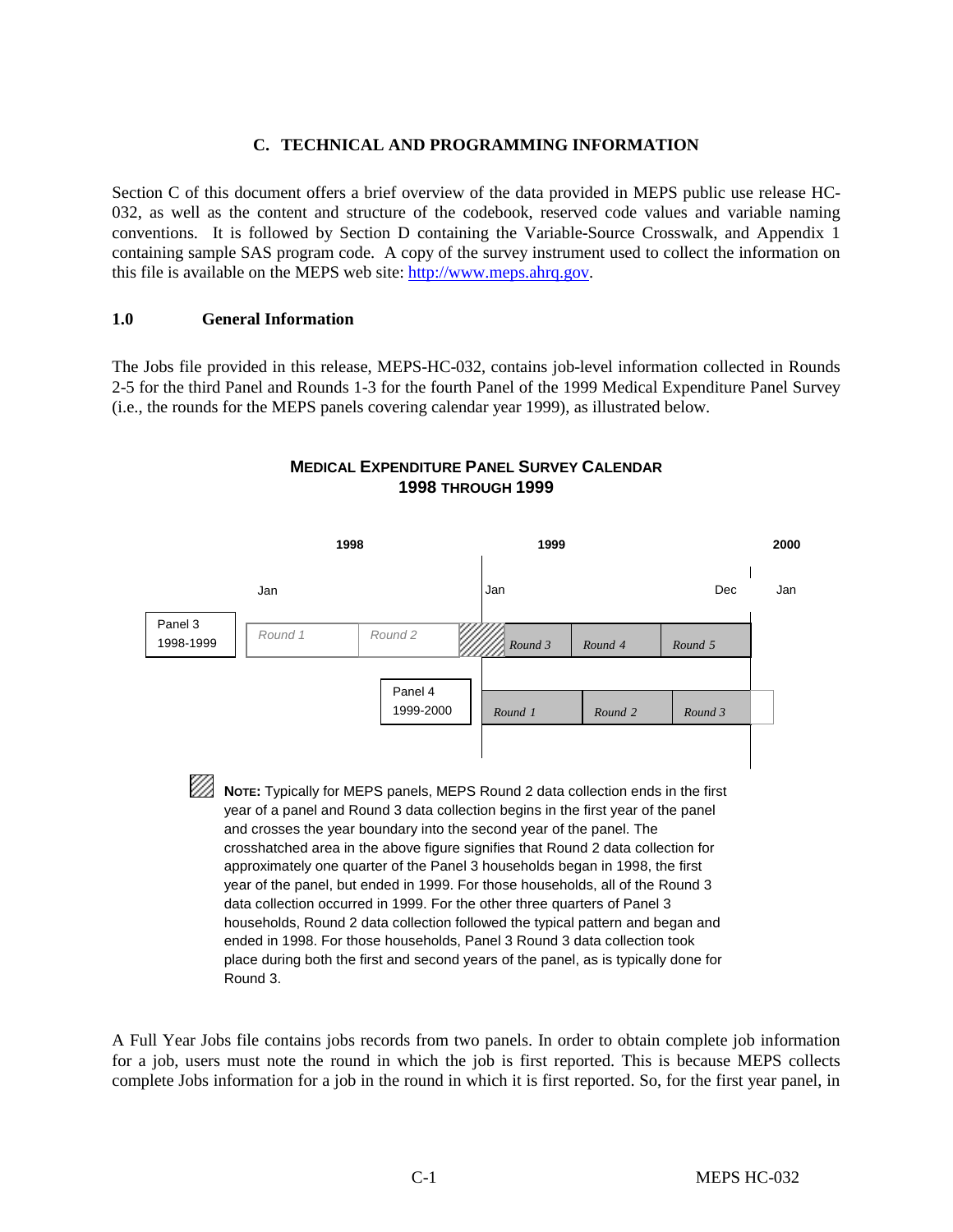## C. TECHNICAL AND PROGRAMMING INFORMATION

Section C of this document offers a brief overview of the data provided in MEPS public use release HC-032, as well as the content and structure of the codebook, reserved code values and variable naming conventions. It is followed by Section D containing the Variable-Source Crosswalk, and Appendix 1 containing sample SAS program code. A copy of the survey instrument used to collect the information on this file is available on the MEPS web site: http://www.meps.ahrq.gov.

### 1.0 General Information

The Jobs file provided in this release, MEPS-HC-032, contains job-level information collected in Rounds 2-5 for the third Panel and Rounds 1-3 for the fourth Panel of the 1999 Medical Expenditure Panel Survey (i.e., the rounds for the MEPS panels covering calendar year 1999), as illustrated below.

**MEDICAL EXPENDITURE PANEL SURVEY CALENDAR**
**1998 THROUGH 1999**

| | 1998 (Jan) | | 1999 (Jan) | | 1999 (Dec) | 2000 (Jan) |
|---|---|---|---|---|---|---|
| Panel 3 1998-1999 | Round 1 | Round 2 | Round 3 | Round 4 | Round 5 | |
| Panel 4 1999-2000 | | | Round 1 | Round 2 | Round 3 | |

**NOTE:** Typically for MEPS panels, MEPS Round 2 data collection ends in the first year of a panel and Round 3 data collection begins in the first year of the panel and crosses the year boundary into the second year of the panel. The crosshatched area in the above figure signifies that Round 2 data collection for approximately one quarter of the Panel 3 households began in 1998, the first year of the panel, but ended in 1999. For those households, all of the Round 3 data collection occurred in 1999. For the other three quarters of Panel 3 households, Round 2 data collection followed the typical pattern and began and ended in 1998. For those households, Panel 3 Round 3 data collection took place during both the first and second years of the panel, as is typically done for Round 3.

A Full Year Jobs file contains jobs records from two panels. In order to obtain complete job information for a job, users must note the round in which the job is first reported. This is because MEPS collects complete Jobs information for a job in the round in which it is first reported. So, for the first year panel, in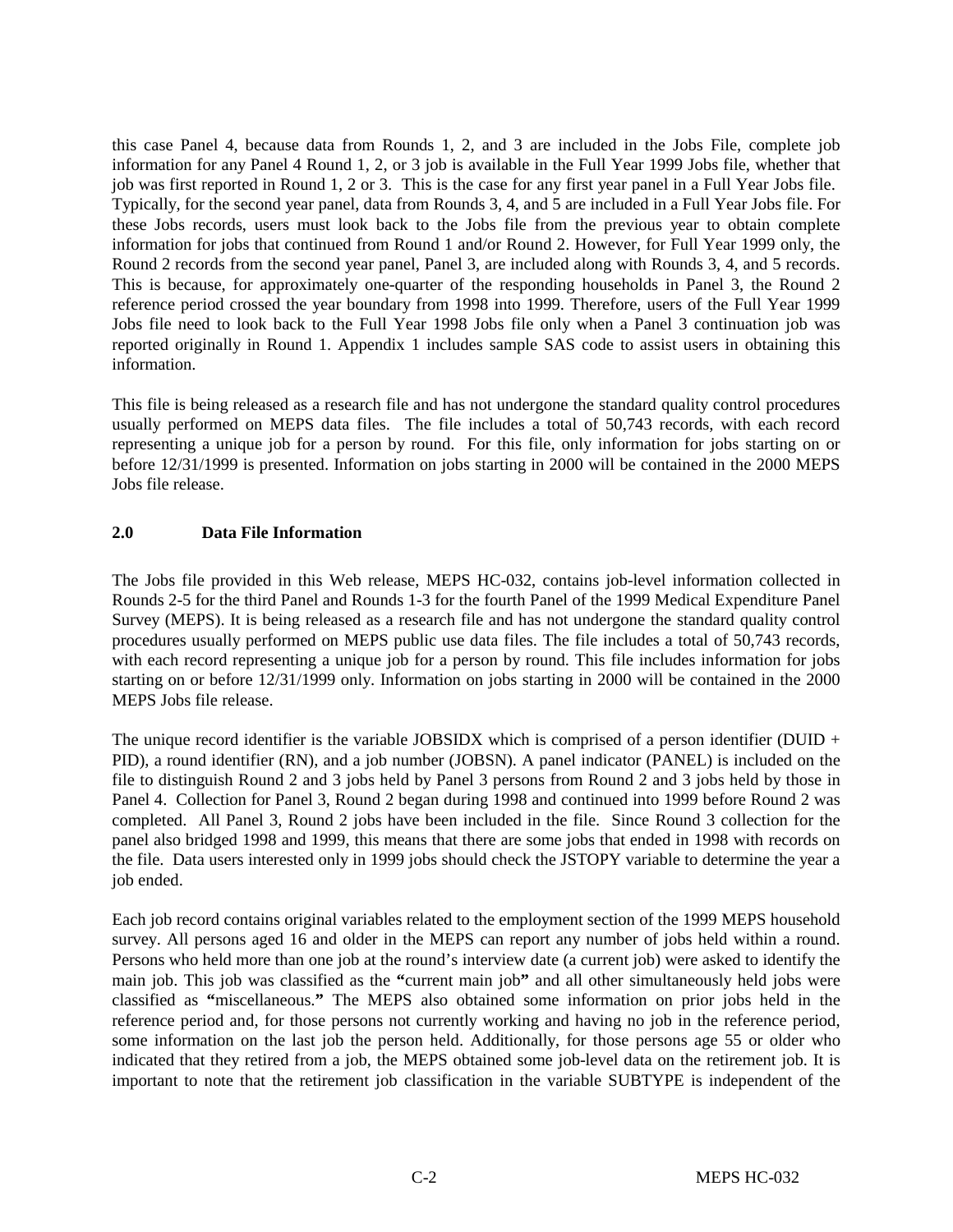this case Panel 4, because data from Rounds 1, 2, and 3 are included in the Jobs File, complete job information for any Panel 4 Round 1, 2, or 3 job is available in the Full Year 1999 Jobs file, whether that job was first reported in Round 1, 2 or 3. This is the case for any first year panel in a Full Year Jobs file. Typically, for the second year panel, data from Rounds 3, 4, and 5 are included in a Full Year Jobs file. For these Jobs records, users must look back to the Jobs file from the previous year to obtain complete information for jobs that continued from Round 1 and/or Round 2. However, for Full Year 1999 only, the Round 2 records from the second year panel, Panel 3, are included along with Rounds 3, 4, and 5 records. This is because, for approximately one-quarter of the responding households in Panel 3, the Round 2 reference period crossed the year boundary from 1998 into 1999. Therefore, users of the Full Year 1999 Jobs file need to look back to the Full Year 1998 Jobs file only when a Panel 3 continuation job was reported originally in Round 1. Appendix 1 includes sample SAS code to assist users in obtaining this information.

This file is being released as a research file and has not undergone the standard quality control procedures usually performed on MEPS data files. The file includes a total of 50,743 records, with each record representing a unique job for a person by round. For this file, only information for jobs starting on or before 12/31/1999 is presented. Information on jobs starting in 2000 will be contained in the 2000 MEPS Jobs file release.

## 2.0 Data File Information

The Jobs file provided in this Web release, MEPS HC-032, contains job-level information collected in Rounds 2-5 for the third Panel and Rounds 1-3 for the fourth Panel of the 1999 Medical Expenditure Panel Survey (MEPS). It is being released as a research file and has not undergone the standard quality control procedures usually performed on MEPS public use data files. The file includes a total of 50,743 records, with each record representing a unique job for a person by round. This file includes information for jobs starting on or before 12/31/1999 only. Information on jobs starting in 2000 will be contained in the 2000 MEPS Jobs file release.

The unique record identifier is the variable JOBSIDX which is comprised of a person identifier (DUID + PID), a round identifier (RN), and a job number (JOBSN). A panel indicator (PANEL) is included on the file to distinguish Round 2 and 3 jobs held by Panel 3 persons from Round 2 and 3 jobs held by those in Panel 4. Collection for Panel 3, Round 2 began during 1998 and continued into 1999 before Round 2 was completed. All Panel 3, Round 2 jobs have been included in the file. Since Round 3 collection for the panel also bridged 1998 and 1999, this means that there are some jobs that ended in 1998 with records on the file. Data users interested only in 1999 jobs should check the JSTOPY variable to determine the year a job ended.

Each job record contains original variables related to the employment section of the 1999 MEPS household survey. All persons aged 16 and older in the MEPS can report any number of jobs held within a round. Persons who held more than one job at the round's interview date (a current job) were asked to identify the main job. This job was classified as the **"**current main job**"** and all other simultaneously held jobs were classified as **"**miscellaneous.**"** The MEPS also obtained some information on prior jobs held in the reference period and, for those persons not currently working and having no job in the reference period, some information on the last job the person held. Additionally, for those persons age 55 or older who indicated that they retired from a job, the MEPS obtained some job-level data on the retirement job. It is important to note that the retirement job classification in the variable SUBTYPE is independent of the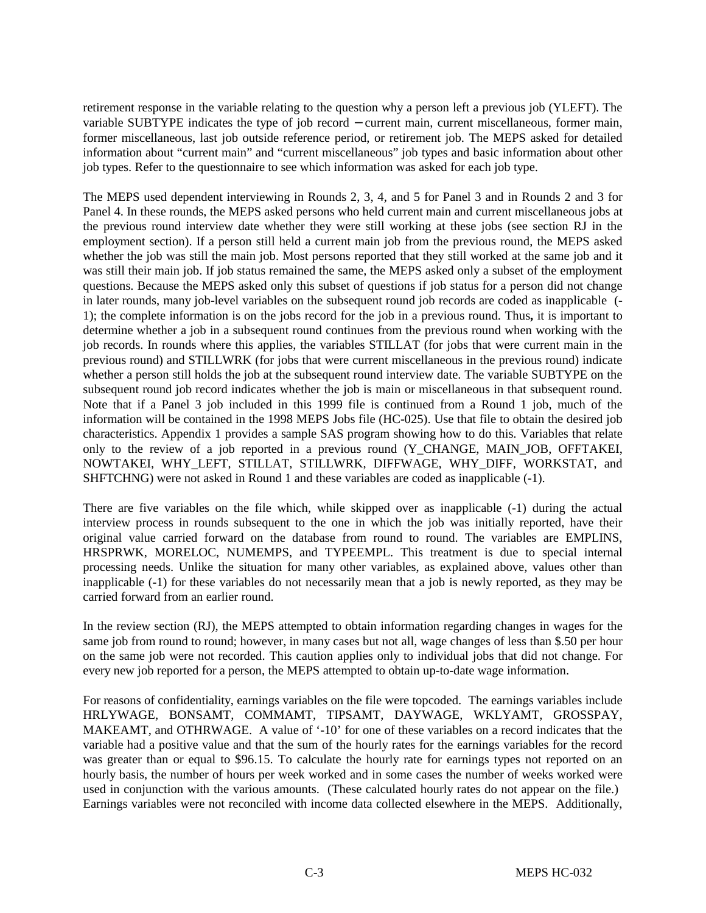retirement response in the variable relating to the question why a person left a previous job (YLEFT). The variable SUBTYPE indicates the type of job record – current main, current miscellaneous, former main, former miscellaneous, last job outside reference period, or retirement job. The MEPS asked for detailed information about "current main" and "current miscellaneous" job types and basic information about other job types. Refer to the questionnaire to see which information was asked for each job type.

The MEPS used dependent interviewing in Rounds 2, 3, 4, and 5 for Panel 3 and in Rounds 2 and 3 for Panel 4. In these rounds, the MEPS asked persons who held current main and current miscellaneous jobs at the previous round interview date whether they were still working at these jobs (see section RJ in the employment section). If a person still held a current main job from the previous round, the MEPS asked whether the job was still the main job. Most persons reported that they still worked at the same job and it was still their main job. If job status remained the same, the MEPS asked only a subset of the employment questions. Because the MEPS asked only this subset of questions if job status for a person did not change in later rounds, many job-level variables on the subsequent round job records are coded as inapplicable (-1); the complete information is on the jobs record for the job in a previous round. Thus**,** it is important to determine whether a job in a subsequent round continues from the previous round when working with the job records. In rounds where this applies, the variables STILLAT (for jobs that were current main in the previous round) and STILLWRK (for jobs that were current miscellaneous in the previous round) indicate whether a person still holds the job at the subsequent round interview date. The variable SUBTYPE on the subsequent round job record indicates whether the job is main or miscellaneous in that subsequent round. Note that if a Panel 3 job included in this 1999 file is continued from a Round 1 job, much of the information will be contained in the 1998 MEPS Jobs file (HC-025). Use that file to obtain the desired job characteristics. Appendix 1 provides a sample SAS program showing how to do this. Variables that relate only to the review of a job reported in a previous round (Y_CHANGE, MAIN_JOB, OFFTAKEI, NOWTAKEI, WHY_LEFT, STILLAT, STILLWRK, DIFFWAGE, WHY_DIFF, WORKSTAT, and SHFTCHNG) were not asked in Round 1 and these variables are coded as inapplicable (-1).

There are five variables on the file which, while skipped over as inapplicable (-1) during the actual interview process in rounds subsequent to the one in which the job was initially reported, have their original value carried forward on the database from round to round. The variables are EMPLINS, HRSPRWK, MORELOC, NUMEMPS, and TYPEEMPL. This treatment is due to special internal processing needs. Unlike the situation for many other variables, as explained above, values other than inapplicable (-1) for these variables do not necessarily mean that a job is newly reported, as they may be carried forward from an earlier round.

In the review section (RJ), the MEPS attempted to obtain information regarding changes in wages for the same job from round to round; however, in many cases but not all, wage changes of less than $.50 per hour on the same job were not recorded. This caution applies only to individual jobs that did not change. For every new job reported for a person, the MEPS attempted to obtain up-to-date wage information.

For reasons of confidentiality, earnings variables on the file were topcoded. The earnings variables include HRLYWAGE, BONSAMT, COMMAMT, TIPSAMT, DAYWAGE, WKLYAMT, GROSSPAY, MAKEAMT, and OTHRWAGE. A value of '-10' for one of these variables on a record indicates that the variable had a positive value and that the sum of the hourly rates for the earnings variables for the record was greater than or equal to $96.15. To calculate the hourly rate for earnings types not reported on an hourly basis, the number of hours per week worked and in some cases the number of weeks worked were used in conjunction with the various amounts. (These calculated hourly rates do not appear on the file.) Earnings variables were not reconciled with income data collected elsewhere in the MEPS. Additionally,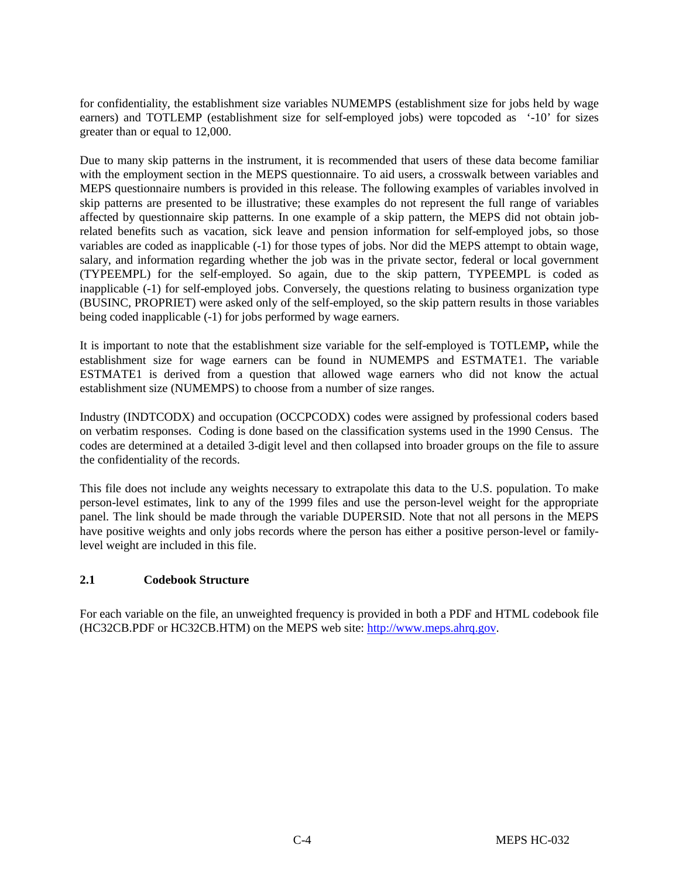for confidentiality, the establishment size variables NUMEMPS (establishment size for jobs held by wage earners) and TOTLEMP (establishment size for self-employed jobs) were topcoded as '-10' for sizes greater than or equal to 12,000.

Due to many skip patterns in the instrument, it is recommended that users of these data become familiar with the employment section in the MEPS questionnaire. To aid users, a crosswalk between variables and MEPS questionnaire numbers is provided in this release. The following examples of variables involved in skip patterns are presented to be illustrative; these examples do not represent the full range of variables affected by questionnaire skip patterns. In one example of a skip pattern, the MEPS did not obtain job-related benefits such as vacation, sick leave and pension information for self-employed jobs, so those variables are coded as inapplicable (-1) for those types of jobs. Nor did the MEPS attempt to obtain wage, salary, and information regarding whether the job was in the private sector, federal or local government (TYPEEMPL) for the self-employed. So again, due to the skip pattern, TYPEEMPL is coded as inapplicable (-1) for self-employed jobs. Conversely, the questions relating to business organization type (BUSINC, PROPRIET) were asked only of the self-employed, so the skip pattern results in those variables being coded inapplicable (-1) for jobs performed by wage earners.

It is important to note that the establishment size variable for the self-employed is TOTLEMP**,** while the establishment size for wage earners can be found in NUMEMPS and ESTMATE1. The variable ESTMATE1 is derived from a question that allowed wage earners who did not know the actual establishment size (NUMEMPS) to choose from a number of size ranges.

Industry (INDTCODX) and occupation (OCCPCODX) codes were assigned by professional coders based on verbatim responses. Coding is done based on the classification systems used in the 1990 Census. The codes are determined at a detailed 3-digit level and then collapsed into broader groups on the file to assure the confidentiality of the records.

This file does not include any weights necessary to extrapolate this data to the U.S. population. To make person-level estimates, link to any of the 1999 files and use the person-level weight for the appropriate panel. The link should be made through the variable DUPERSID. Note that not all persons in the MEPS have positive weights and only jobs records where the person has either a positive person-level or family-level weight are included in this file.

### 2.1 Codebook Structure

For each variable on the file, an unweighted frequency is provided in both a PDF and HTML codebook file (HC32CB.PDF or HC32CB.HTM) on the MEPS web site: http://www.meps.ahrq.gov.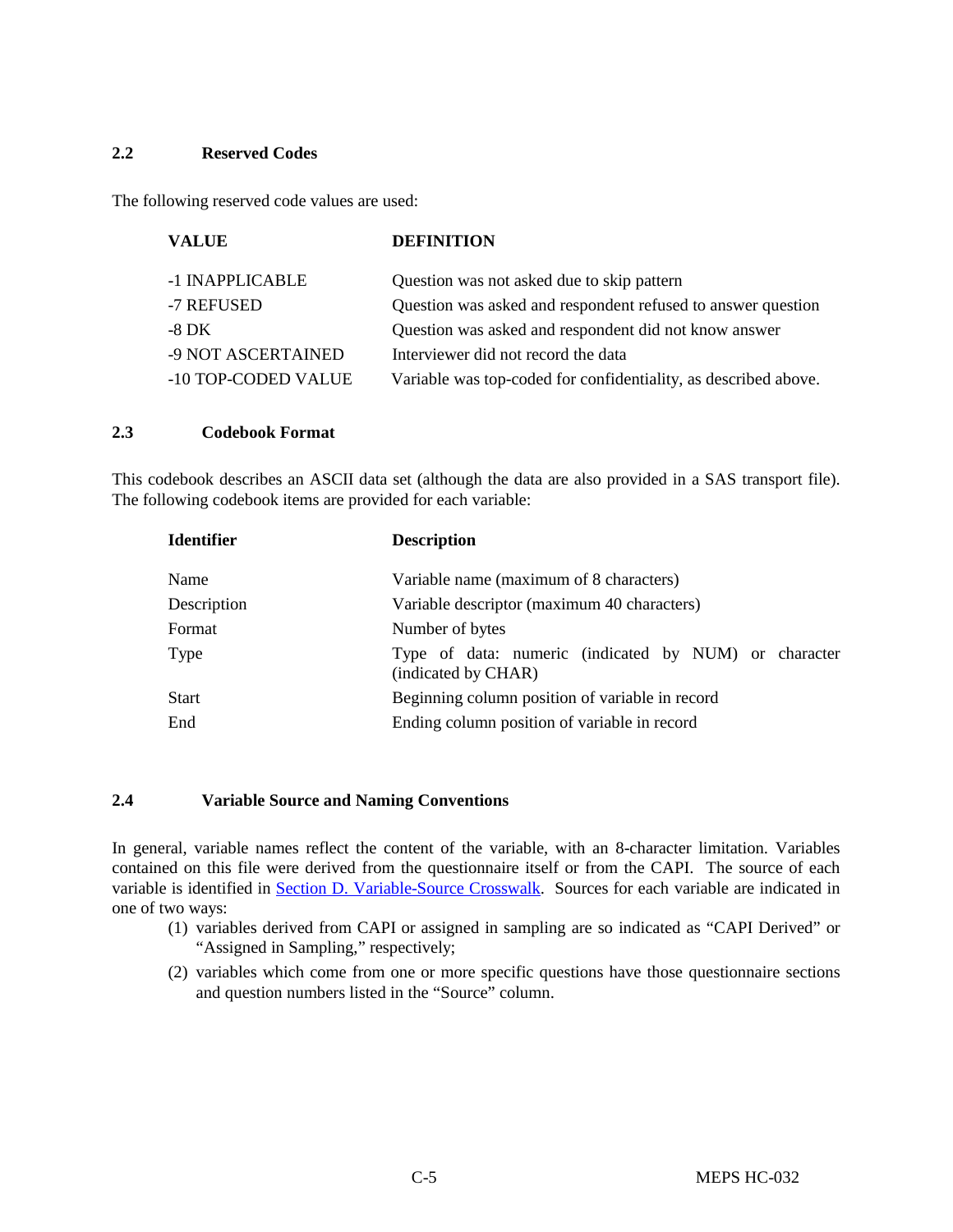### 2.2 Reserved Codes

The following reserved code values are used:

| VALUE | DEFINITION |
|---|---|
| -1 INAPPLICABLE | Question was not asked due to skip pattern |
| -7 REFUSED | Question was asked and respondent refused to answer question |
| -8 DK | Question was asked and respondent did not know answer |
| -9 NOT ASCERTAINED | Interviewer did not record the data |
| -10 TOP-CODED VALUE | Variable was top-coded for confidentiality, as described above. |

### 2.3 Codebook Format

This codebook describes an ASCII data set (although the data are also provided in a SAS transport file). The following codebook items are provided for each variable:

| Identifier | Description |
|---|---|
| Name | Variable name (maximum of 8 characters) |
| Description | Variable descriptor (maximum 40 characters) |
| Format | Number of bytes |
| Type | Type of data: numeric (indicated by NUM) or character (indicated by CHAR) |
| Start | Beginning column position of variable in record |
| End | Ending column position of variable in record |

### 2.4 Variable Source and Naming Conventions

In general, variable names reflect the content of the variable, with an 8-character limitation. Variables contained on this file were derived from the questionnaire itself or from the CAPI. The source of each variable is identified in Section D. Variable-Source Crosswalk. Sources for each variable are indicated in one of two ways:

(1) variables derived from CAPI or assigned in sampling are so indicated as "CAPI Derived" or "Assigned in Sampling," respectively;

(2) variables which come from one or more specific questions have those questionnaire sections and question numbers listed in the "Source" column.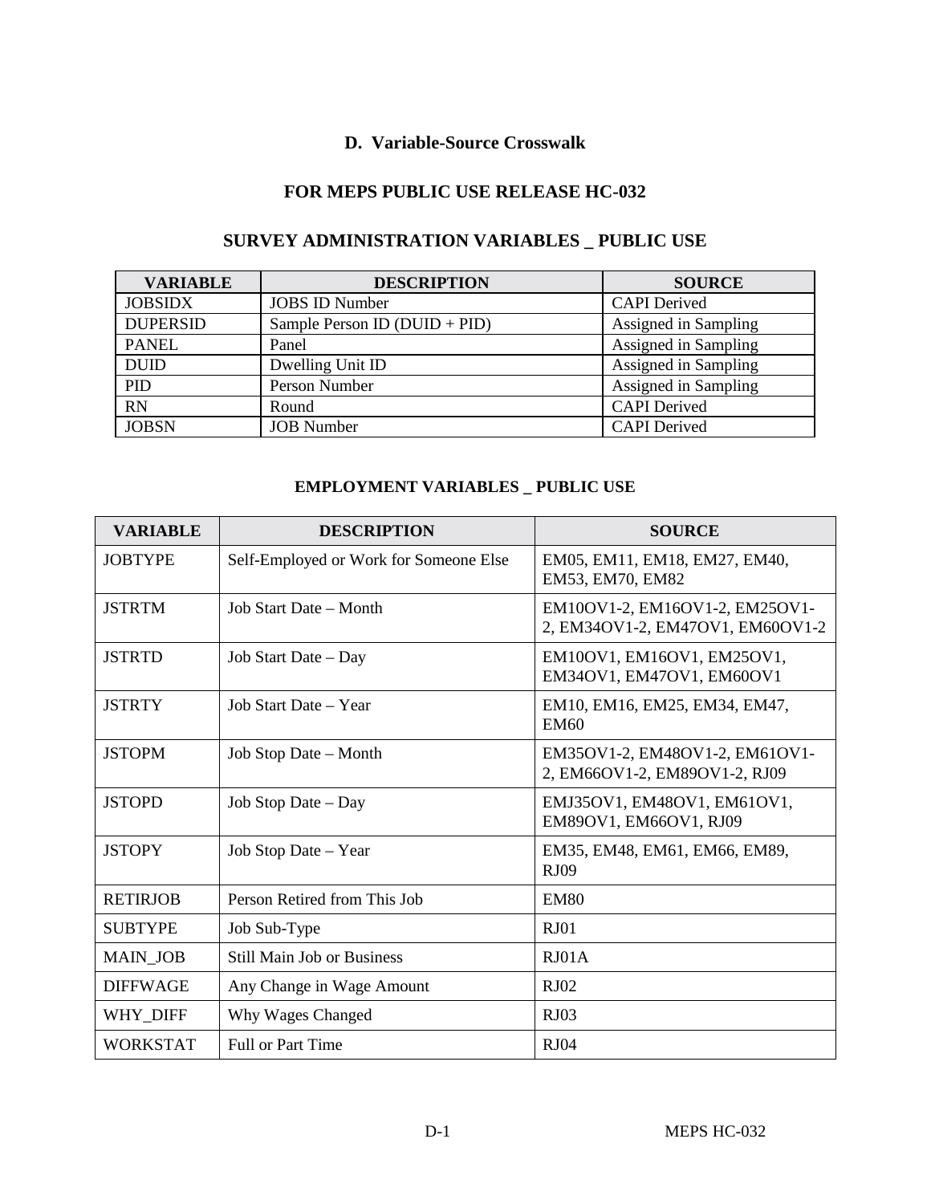## D. Variable-Source Crosswalk

## FOR MEPS PUBLIC USE RELEASE HC-032

### SURVEY ADMINISTRATION VARIABLES _ PUBLIC USE

| VARIABLE | DESCRIPTION | SOURCE |
|---|---|---|
| JOBSIDX | JOBS ID Number | CAPI Derived |
| DUPERSID | Sample Person ID (DUID + PID) | Assigned in Sampling |
| PANEL | Panel | Assigned in Sampling |
| DUID | Dwelling Unit ID | Assigned in Sampling |
| PID | Person Number | Assigned in Sampling |
| RN | Round | CAPI Derived |
| JOBSN | JOB Number | CAPI Derived |

### EMPLOYMENT VARIABLES _ PUBLIC USE

| VARIABLE | DESCRIPTION | SOURCE |
|---|---|---|
| JOBTYPE | Self-Employed or Work for Someone Else | EM05, EM11, EM18, EM27, EM40, EM53, EM70, EM82 |
| JSTRTM | Job Start Date – Month | EM10OV1-2, EM16OV1-2, EM25OV1-2, EM34OV1-2, EM47OV1, EM60OV1-2 |
| JSTRTD | Job Start Date – Day | EM10OV1, EM16OV1, EM25OV1, EM34OV1, EM47OV1, EM60OV1 |
| JSTRTY | Job Start Date – Year | EM10, EM16, EM25, EM34, EM47, EM60 |
| JSTOPM | Job Stop Date – Month | EM35OV1-2, EM48OV1-2, EM61OV1-2, EM66OV1-2, EM89OV1-2, RJ09 |
| JSTOPD | Job Stop Date – Day | EMJ35OV1, EM48OV1, EM61OV1, EM89OV1, EM66OV1, RJ09 |
| JSTOPY | Job Stop Date – Year | EM35, EM48, EM61, EM66, EM89, RJ09 |
| RETIRJOB | Person Retired from This Job | EM80 |
| SUBTYPE | Job Sub-Type | RJ01 |
| MAIN_JOB | Still Main Job or Business | RJ01A |
| DIFFWAGE | Any Change in Wage Amount | RJ02 |
| WHY_DIFF | Why Wages Changed | RJ03 |
| WORKSTAT | Full or Part Time | RJ04 |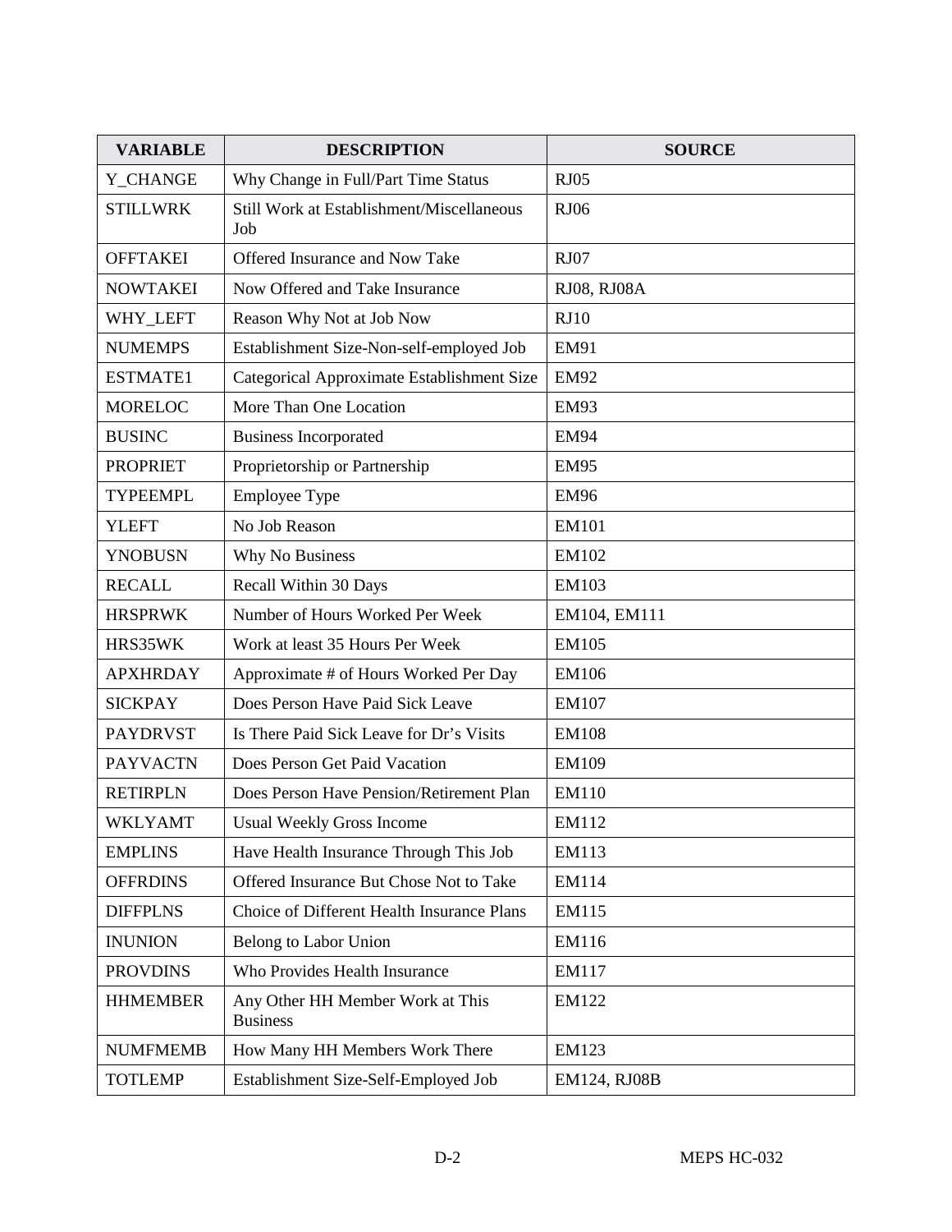| VARIABLE | DESCRIPTION | SOURCE |
|---|---|---|
| Y_CHANGE | Why Change in Full/Part Time Status | RJ05 |
| STILLWRK | Still Work at Establishment/Miscellaneous Job | RJ06 |
| OFFTAKEI | Offered Insurance and Now Take | RJ07 |
| NOWTAKEI | Now Offered and Take Insurance | RJ08, RJ08A |
| WHY_LEFT | Reason Why Not at Job Now | RJ10 |
| NUMEMPS | Establishment Size-Non-self-employed Job | EM91 |
| ESTMATE1 | Categorical Approximate Establishment Size | EM92 |
| MORELOC | More Than One Location | EM93 |
| BUSINC | Business Incorporated | EM94 |
| PROPRIET | Proprietorship or Partnership | EM95 |
| TYPEEMPL | Employee Type | EM96 |
| YLEFT | No Job Reason | EM101 |
| YNOBUSN | Why No Business | EM102 |
| RECALL | Recall Within 30 Days | EM103 |
| HRSPRWK | Number of Hours Worked Per Week | EM104, EM111 |
| HRS35WK | Work at least 35 Hours Per Week | EM105 |
| APXHRDAY | Approximate # of Hours Worked Per Day | EM106 |
| SICKPAY | Does Person Have Paid Sick Leave | EM107 |
| PAYDRVST | Is There Paid Sick Leave for Dr's Visits | EM108 |
| PAYVACTN | Does Person Get Paid Vacation | EM109 |
| RETIRPLN | Does Person Have Pension/Retirement Plan | EM110 |
| WKLYAMT | Usual Weekly Gross Income | EM112 |
| EMPLINS | Have Health Insurance Through This Job | EM113 |
| OFFRDINS | Offered Insurance But Chose Not to Take | EM114 |
| DIFFPLNS | Choice of Different Health Insurance Plans | EM115 |
| INUNION | Belong to Labor Union | EM116 |
| PROVDINS | Who Provides Health Insurance | EM117 |
| HHMEMBER | Any Other HH Member Work at This Business | EM122 |
| NUMFMEMB | How Many HH Members Work There | EM123 |
| TOTLEMP | Establishment Size-Self-Employed Job | EM124, RJ08B |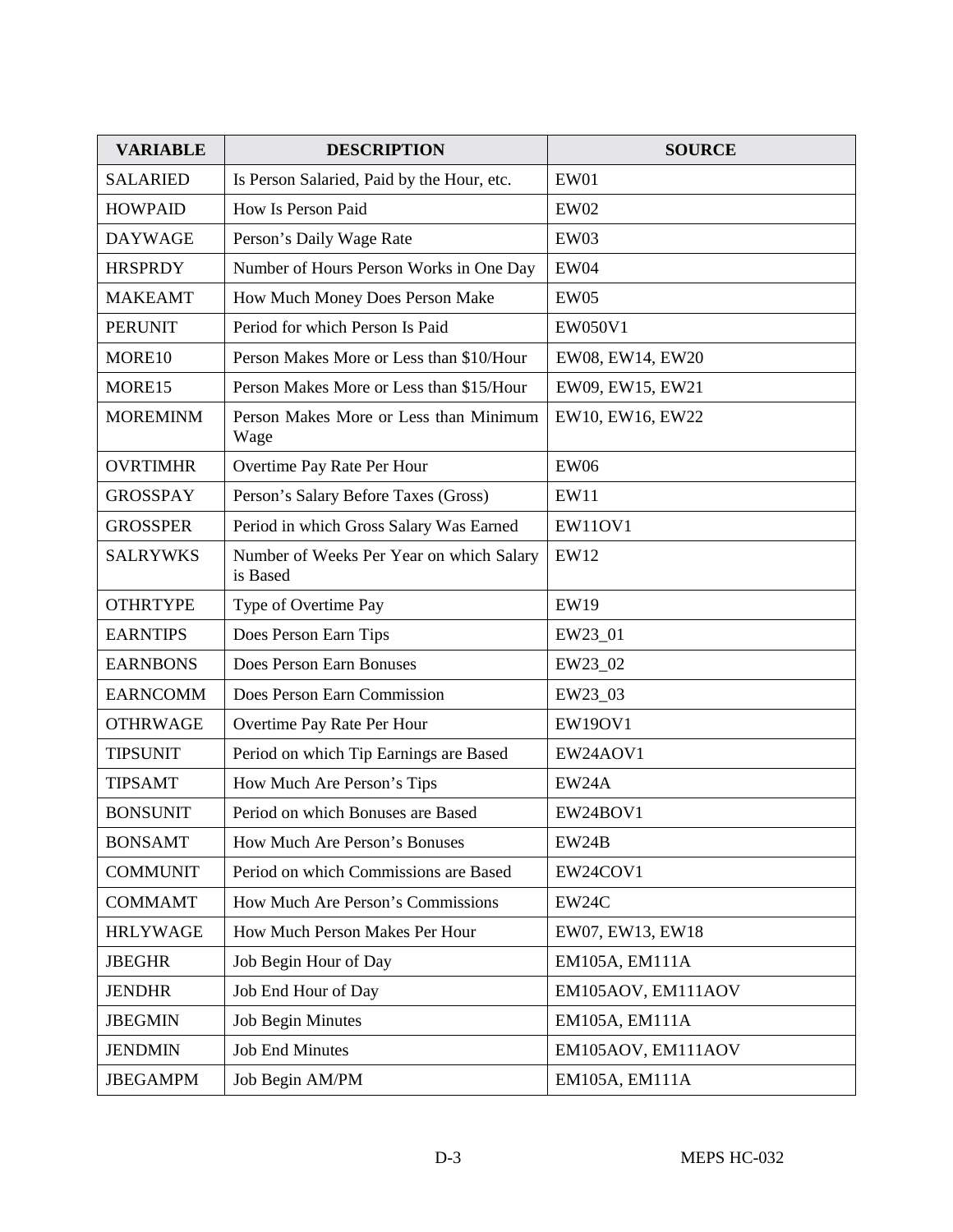| VARIABLE | DESCRIPTION | SOURCE |
|---|---|---|
| SALARIED | Is Person Salaried, Paid by the Hour, etc. | EW01 |
| HOWPAID | How Is Person Paid | EW02 |
| DAYWAGE | Person's Daily Wage Rate | EW03 |
| HRSPRDY | Number of Hours Person Works in One Day | EW04 |
| MAKEAMT | How Much Money Does Person Make | EW05 |
| PERUNIT | Period for which Person Is Paid | EW050V1 |
| MORE10 | Person Makes More or Less than $10/Hour | EW08, EW14, EW20 |
| MORE15 | Person Makes More or Less than $15/Hour | EW09, EW15, EW21 |
| MOREMINM | Person Makes More or Less than Minimum Wage | EW10, EW16, EW22 |
| OVRTIMHR | Overtime Pay Rate Per Hour | EW06 |
| GROSSPAY | Person's Salary Before Taxes (Gross) | EW11 |
| GROSSPER | Period in which Gross Salary Was Earned | EW11OV1 |
| SALRYWKS | Number of Weeks Per Year on which Salary is Based | EW12 |
| OTHRTYPE | Type of Overtime Pay | EW19 |
| EARNTIPS | Does Person Earn Tips | EW23_01 |
| EARNBONS | Does Person Earn Bonuses | EW23_02 |
| EARNCOMM | Does Person Earn Commission | EW23_03 |
| OTHRWAGE | Overtime Pay Rate Per Hour | EW19OV1 |
| TIPSUNIT | Period on which Tip Earnings are Based | EW24AOV1 |
| TIPSAMT | How Much Are Person's Tips | EW24A |
| BONSUNIT | Period on which Bonuses are Based | EW24BOV1 |
| BONSAMT | How Much Are Person's Bonuses | EW24B |
| COMMUNIT | Period on which Commissions are Based | EW24COV1 |
| COMMAMT | How Much Are Person's Commissions | EW24C |
| HRLYWAGE | How Much Person Makes Per Hour | EW07, EW13, EW18 |
| JBEGHR | Job Begin Hour of Day | EM105A, EM111A |
| JENDHR | Job End Hour of Day | EM105AOV, EM111AOV |
| JBEGMIN | Job Begin Minutes | EM105A, EM111A |
| JENDMIN | Job End Minutes | EM105AOV, EM111AOV |
| JBEGAMPM | Job Begin AM/PM | EM105A, EM111A |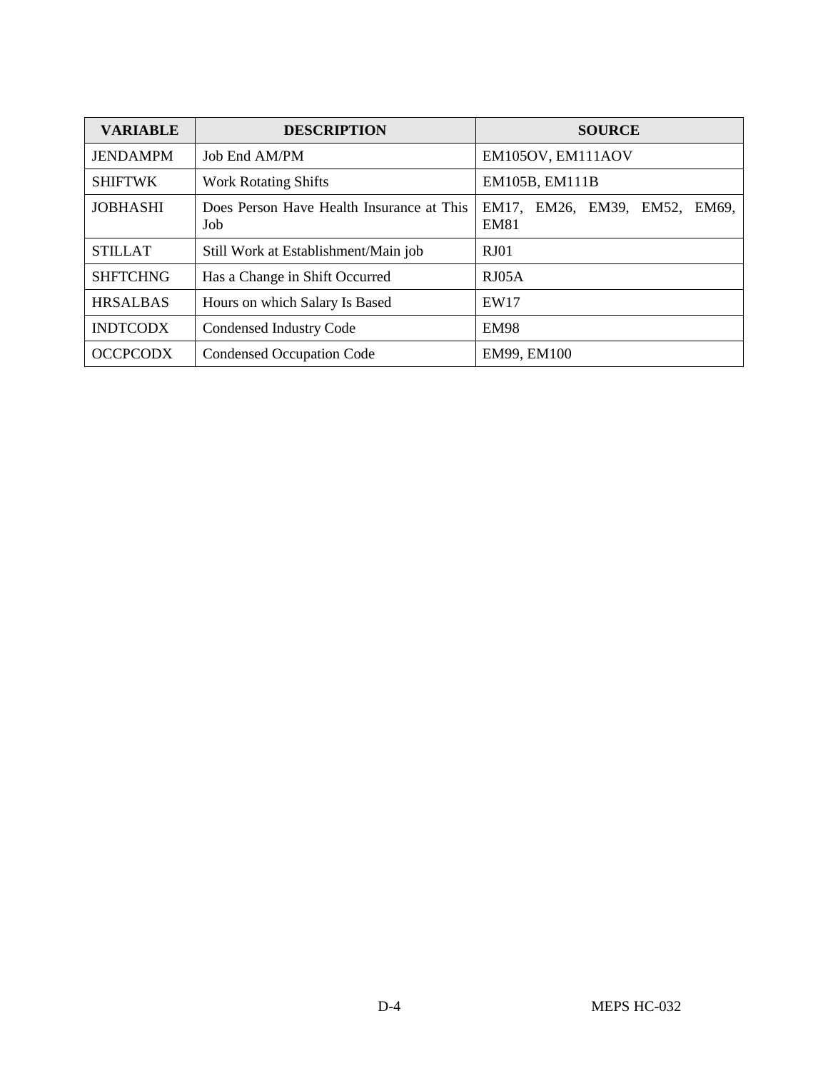| VARIABLE | DESCRIPTION | SOURCE |
|---|---|---|
| JENDAMPM | Job End AM/PM | EM105OV, EM111AOV |
| SHIFTWK | Work Rotating Shifts | EM105B, EM111B |
| JOBHASHI | Does Person Have Health Insurance at This Job | EM17, EM26, EM39, EM52, EM69, EM81 |
| STILLAT | Still Work at Establishment/Main job | RJ01 |
| SHFTCHNG | Has a Change in Shift Occurred | RJ05A |
| HRSALBAS | Hours on which Salary Is Based | EW17 |
| INDTCODX | Condensed Industry Code | EM98 |
| OCCPCODX | Condensed Occupation Code | EM99, EM100 |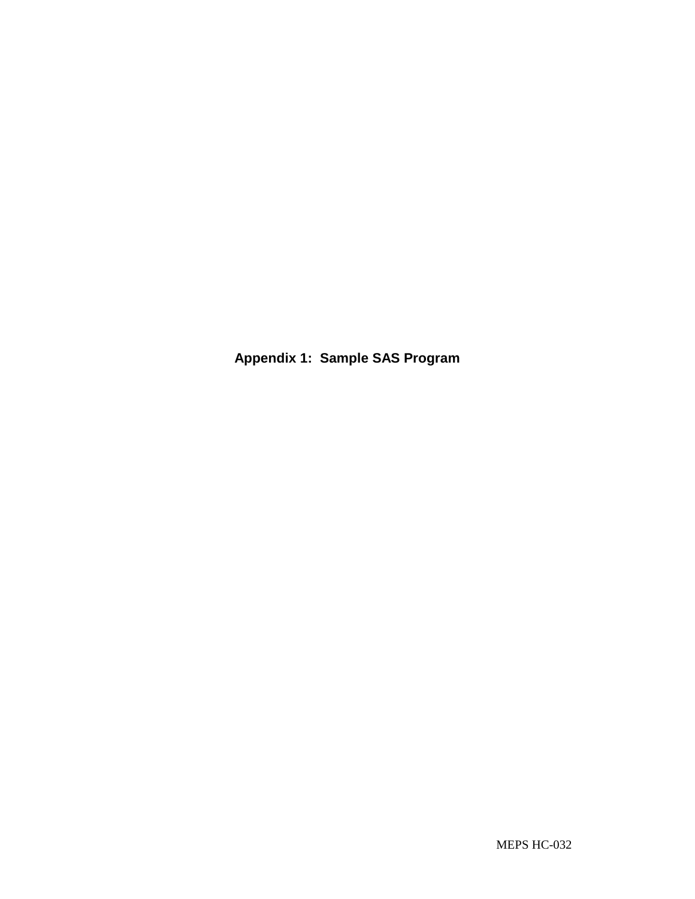# Appendix 1: Sample SAS Program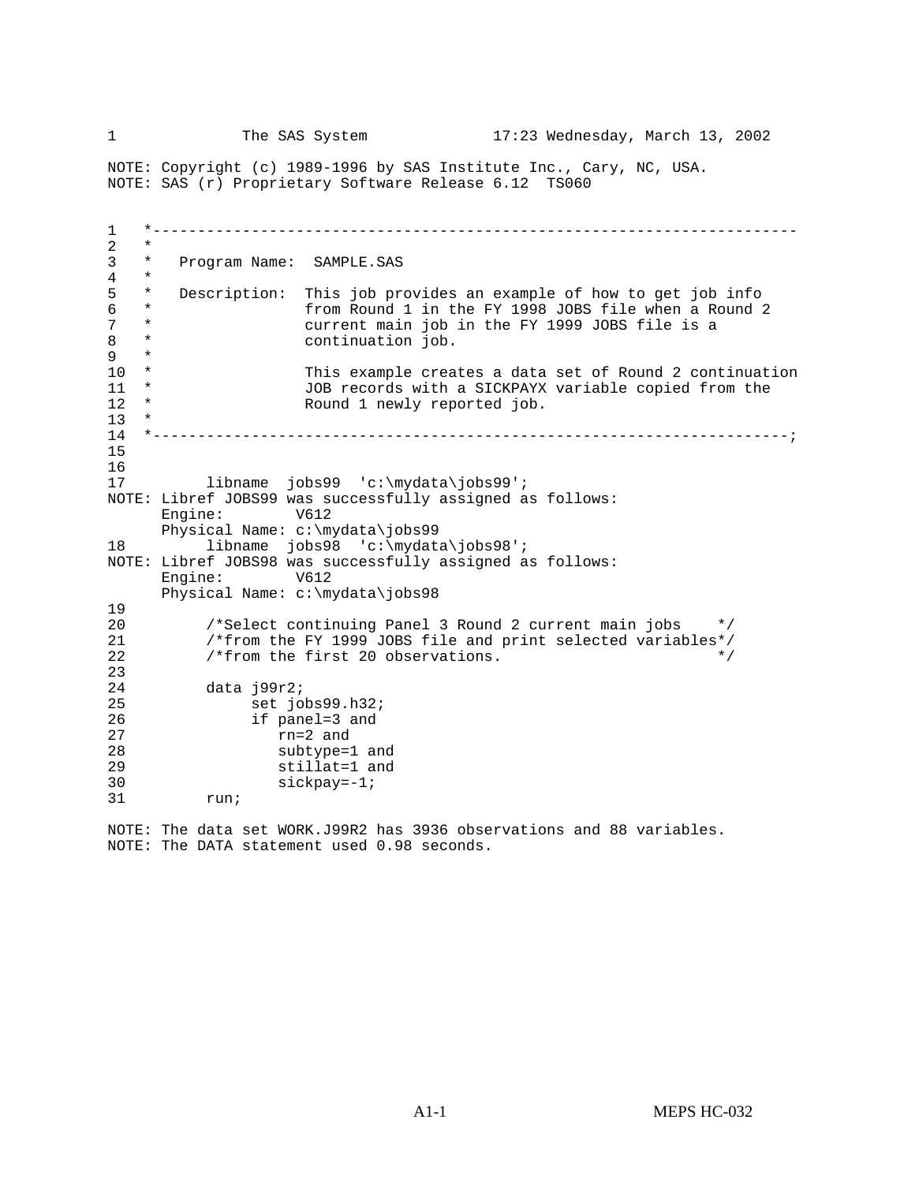```
1              The SAS System             17:23 Wednesday, March 13, 2002

NOTE: Copyright (c) 1989-1996 by SAS Institute Inc., Cary, NC, USA.
NOTE: SAS (r) Proprietary Software Release 6.12  TS060


1    *----------------------------------------------------------------------
2    *
3    *   Program Name:  SAMPLE.SAS
4    *
5    *   Description:  This job provides an example of how to get job info
6    *                 from Round 1 in the FY 1998 JOBS file when a Round 2
7    *                 current main job in the FY 1999 JOBS file is a
8    *                 continuation job.
9    *
10   *                 This example creates a data set of Round 2 continuation
11   *                 JOB records with a SICKPAYX variable copied from the
12   *                 Round 1 newly reported job.
13   *
14   *---------------------------------------------------------------------;
15
16
17          libname  jobs99  'c:\mydata\jobs99';
NOTE: Libref JOBS99 was successfully assigned as follows:
      Engine:        V612
      Physical Name: c:\mydata\jobs99
18          libname  jobs98  'c:\mydata\jobs98';
NOTE: Libref JOBS98 was successfully assigned as follows:
      Engine:        V612
      Physical Name: c:\mydata\jobs98
19
20          /*Select continuing Panel 3 Round 2 current main jobs    */
21          /*from the FY 1999 JOBS file and print selected variables*/
22          /*from the first 20 observations.                        */
23
24          data j99r2;
25               set jobs99.h32;
26               if panel=3 and
27                  rn=2 and
28                  subtype=1 and
29                  stillat=1 and
30                  sickpay=-1;
31          run;

NOTE: The data set WORK.J99R2 has 3936 observations and 88 variables.
NOTE: The DATA statement used 0.98 seconds.
```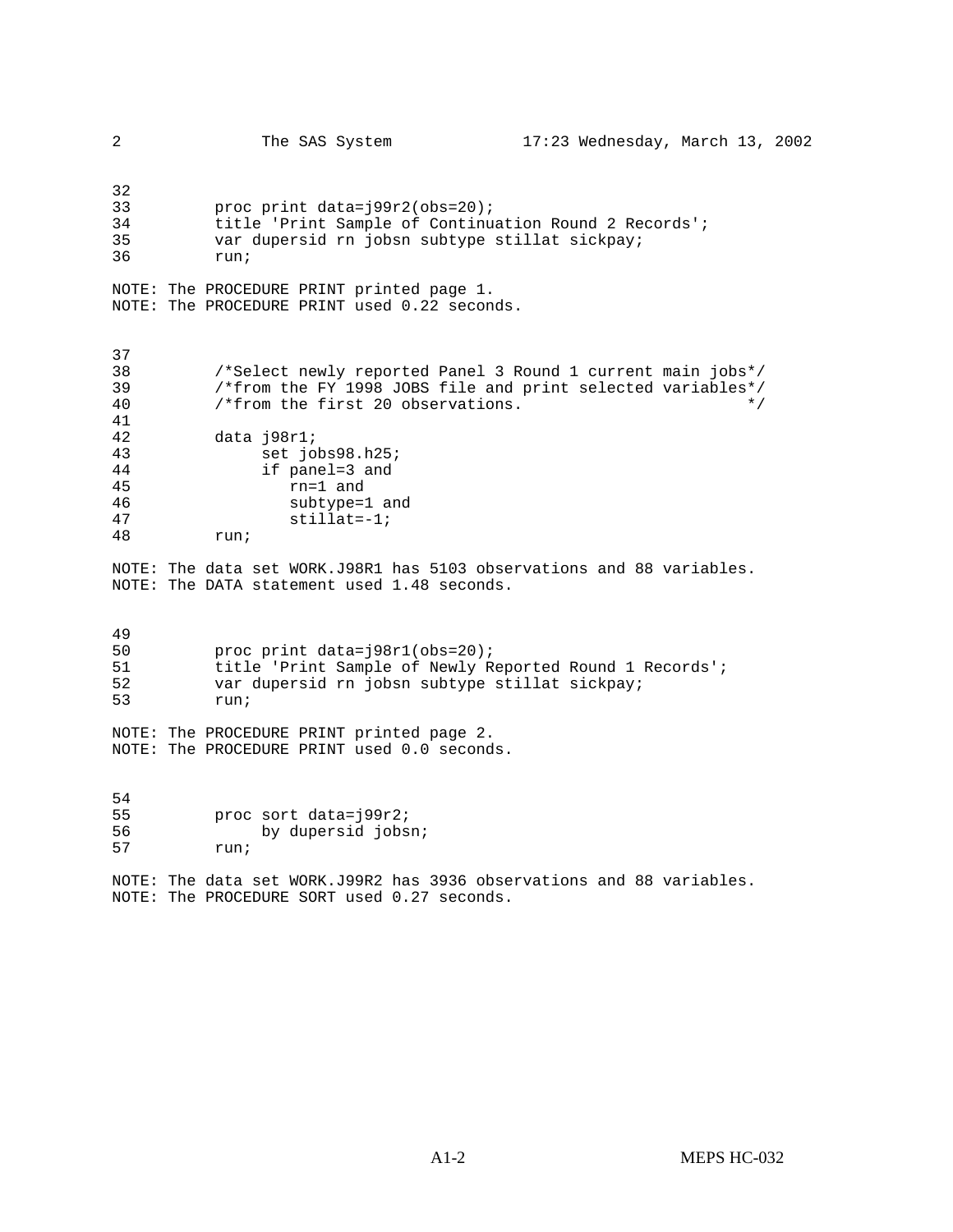```
2               The SAS System             17:23 Wednesday, March 13, 2002


32
33         proc print data=j99r2(obs=20);
34         title 'Print Sample of Continuation Round 2 Records';
35         var dupersid rn jobsn subtype stillat sickpay;
36         run;

NOTE: The PROCEDURE PRINT printed page 1.
NOTE: The PROCEDURE PRINT used 0.22 seconds.


37
38         /*Select newly reported Panel 3 Round 1 current main jobs*/
39         /*from the FY 1998 JOBS file and print selected variables*/
40         /*from the first 20 observations.                          */
41
42         data j98r1;
43              set jobs98.h25;
44              if panel=3 and
45                 rn=1 and
46                 subtype=1 and
47                 stillat=-1;
48         run;

NOTE: The data set WORK.J98R1 has 5103 observations and 88 variables.
NOTE: The DATA statement used 1.48 seconds.


49
50         proc print data=j98r1(obs=20);
51         title 'Print Sample of Newly Reported Round 1 Records';
52         var dupersid rn jobsn subtype stillat sickpay;
53         run;

NOTE: The PROCEDURE PRINT printed page 2.
NOTE: The PROCEDURE PRINT used 0.0 seconds.


54
55         proc sort data=j99r2;
56              by dupersid jobsn;
57         run;

NOTE: The data set WORK.J99R2 has 3936 observations and 88 variables.
NOTE: The PROCEDURE SORT used 0.27 seconds.
```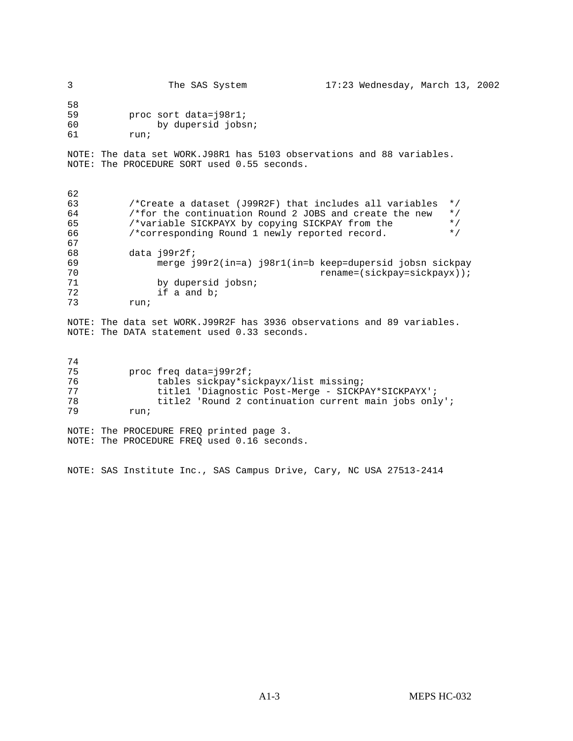```
58
59         proc sort data=j98r1;
60              by dupersid jobsn;
61         run;

NOTE: The data set WORK.J98R1 has 5103 observations and 88 variables.
NOTE: The PROCEDURE SORT used 0.55 seconds.


62
63         /*Create a dataset (J99R2F) that includes all variables  */
64         /*for the continuation Round 2 JOBS and create the new   */
65         /*variable SICKPAYX by copying SICKPAY from the          */
66         /*corresponding Round 1 newly reported record.           */
67
68         data j99r2f;
69              merge j99r2(in=a) j98r1(in=b keep=dupersid jobsn sickpay
70                                        rename=(sickpay=sickpayx));
71              by dupersid jobsn;
72              if a and b;
73         run;

NOTE: The data set WORK.J99R2F has 3936 observations and 89 variables.
NOTE: The DATA statement used 0.33 seconds.


74
75         proc freq data=j99r2f;
76              tables sickpay*sickpayx/list missing;
77              title1 'Diagnostic Post-Merge - SICKPAY*SICKPAYX';
78              title2 'Round 2 continuation current main jobs only';
79         run;

NOTE: The PROCEDURE FREQ printed page 3.
NOTE: The PROCEDURE FREQ used 0.16 seconds.


NOTE: SAS Institute Inc., SAS Campus Drive, Cary, NC USA 27513-2414
```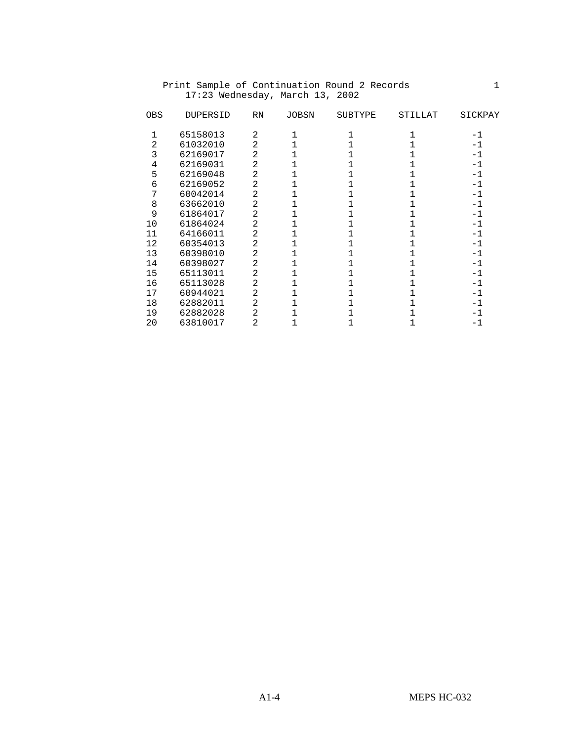Print Sample of Continuation Round 2 Records

17:23 Wednesday, March 13, 2002

| OBS | DUPERSID | RN | JOBSN | SUBTYPE | STILLAT | SICKPAY |
|---|---|---|---|---|---|---|
| 1 | 65158013 | 2 | 1 | 1 | 1 | -1 |
| 2 | 61032010 | 2 | 1 | 1 | 1 | -1 |
| 3 | 62169017 | 2 | 1 | 1 | 1 | -1 |
| 4 | 62169031 | 2 | 1 | 1 | 1 | -1 |
| 5 | 62169048 | 2 | 1 | 1 | 1 | -1 |
| 6 | 62169052 | 2 | 1 | 1 | 1 | -1 |
| 7 | 60042014 | 2 | 1 | 1 | 1 | -1 |
| 8 | 63662010 | 2 | 1 | 1 | 1 | -1 |
| 9 | 61864017 | 2 | 1 | 1 | 1 | -1 |
| 10 | 61864024 | 2 | 1 | 1 | 1 | -1 |
| 11 | 64166011 | 2 | 1 | 1 | 1 | -1 |
| 12 | 60354013 | 2 | 1 | 1 | 1 | -1 |
| 13 | 60398010 | 2 | 1 | 1 | 1 | -1 |
| 14 | 60398027 | 2 | 1 | 1 | 1 | -1 |
| 15 | 65113011 | 2 | 1 | 1 | 1 | -1 |
| 16 | 65113028 | 2 | 1 | 1 | 1 | -1 |
| 17 | 60944021 | 2 | 1 | 1 | 1 | -1 |
| 18 | 62882011 | 2 | 1 | 1 | 1 | -1 |
| 19 | 62882028 | 2 | 1 | 1 | 1 | -1 |
| 20 | 63810017 | 2 | 1 | 1 | 1 | -1 |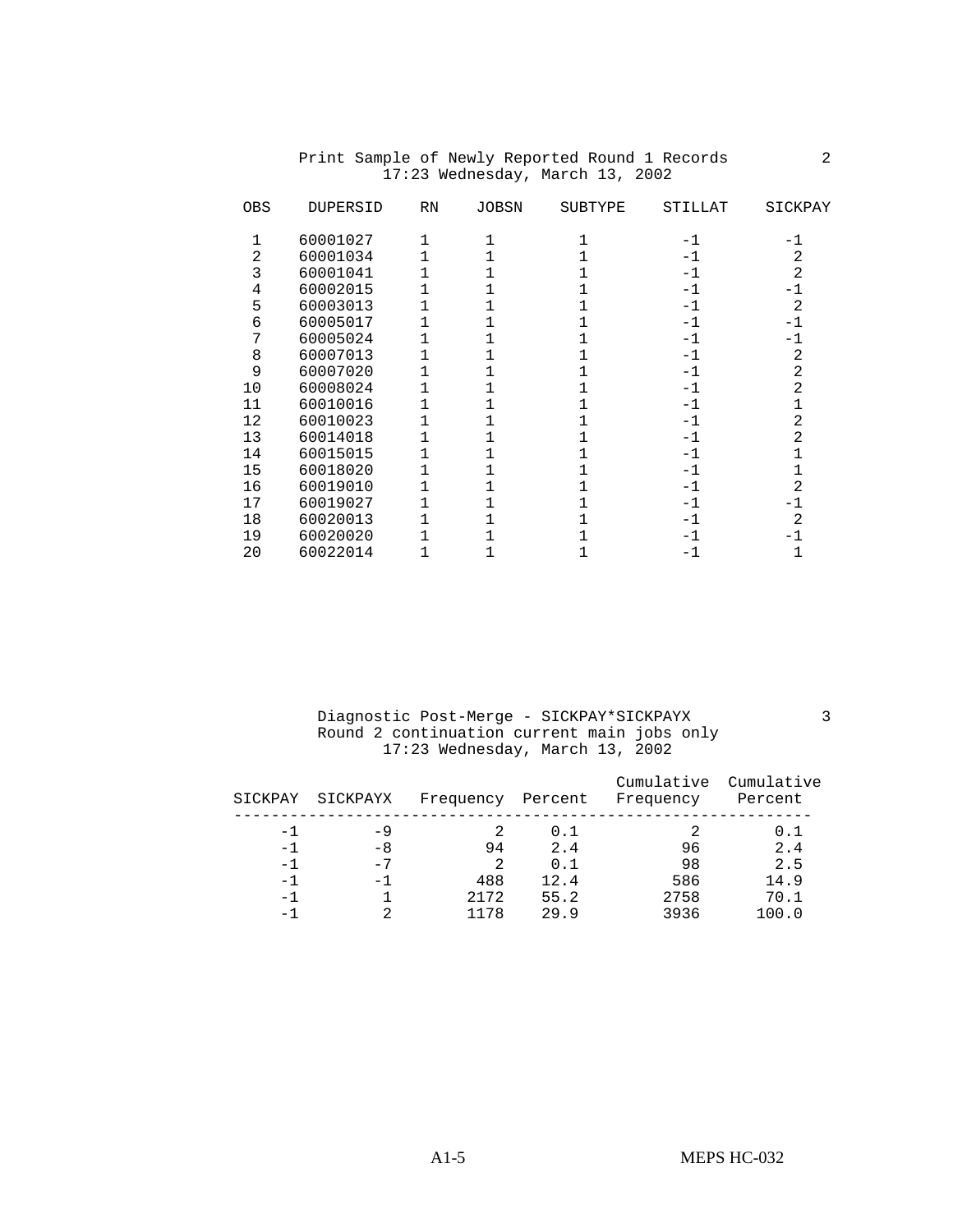Print Sample of Newly Reported Round 1 Records

17:23 Wednesday, March 13, 2002

| OBS | DUPERSID | RN | JOBSN | SUBTYPE | STILLAT | SICKPAY |
|---|---|---|---|---|---|---|
| 1 | 60001027 | 1 | 1 | 1 | -1 | -1 |
| 2 | 60001034 | 1 | 1 | 1 | -1 | 2 |
| 3 | 60001041 | 1 | 1 | 1 | -1 | 2 |
| 4 | 60002015 | 1 | 1 | 1 | -1 | -1 |
| 5 | 60003013 | 1 | 1 | 1 | -1 | 2 |
| 6 | 60005017 | 1 | 1 | 1 | -1 | -1 |
| 7 | 60005024 | 1 | 1 | 1 | -1 | -1 |
| 8 | 60007013 | 1 | 1 | 1 | -1 | 2 |
| 9 | 60007020 | 1 | 1 | 1 | -1 | 2 |
| 10 | 60008024 | 1 | 1 | 1 | -1 | 2 |
| 11 | 60010016 | 1 | 1 | 1 | -1 | 1 |
| 12 | 60010023 | 1 | 1 | 1 | -1 | 2 |
| 13 | 60014018 | 1 | 1 | 1 | -1 | 2 |
| 14 | 60015015 | 1 | 1 | 1 | -1 | 1 |
| 15 | 60018020 | 1 | 1 | 1 | -1 | 1 |
| 16 | 60019010 | 1 | 1 | 1 | -1 | 2 |
| 17 | 60019027 | 1 | 1 | 1 | -1 | -1 |
| 18 | 60020013 | 1 | 1 | 1 | -1 | 2 |
| 19 | 60020020 | 1 | 1 | 1 | -1 | -1 |
| 20 | 60022014 | 1 | 1 | 1 | -1 | 1 |

Diagnostic Post-Merge - SICKPAY*SICKPAYX

Round 2 continuation current main jobs only

17:23 Wednesday, March 13, 2002

| SICKPAY | SICKPAYX | Frequency | Percent | Cumulative Frequency | Cumulative Percent |
|---|---|---|---|---|---|
| -1 | -9 | 2 | 0.1 | 2 | 0.1 |
| -1 | -8 | 94 | 2.4 | 96 | 2.4 |
| -1 | -7 | 2 | 0.1 | 98 | 2.5 |
| -1 | -1 | 488 | 12.4 | 586 | 14.9 |
| -1 | 1 | 2172 | 55.2 | 2758 | 70.1 |
| -1 | 2 | 1178 | 29.9 | 3936 | 100.0 |